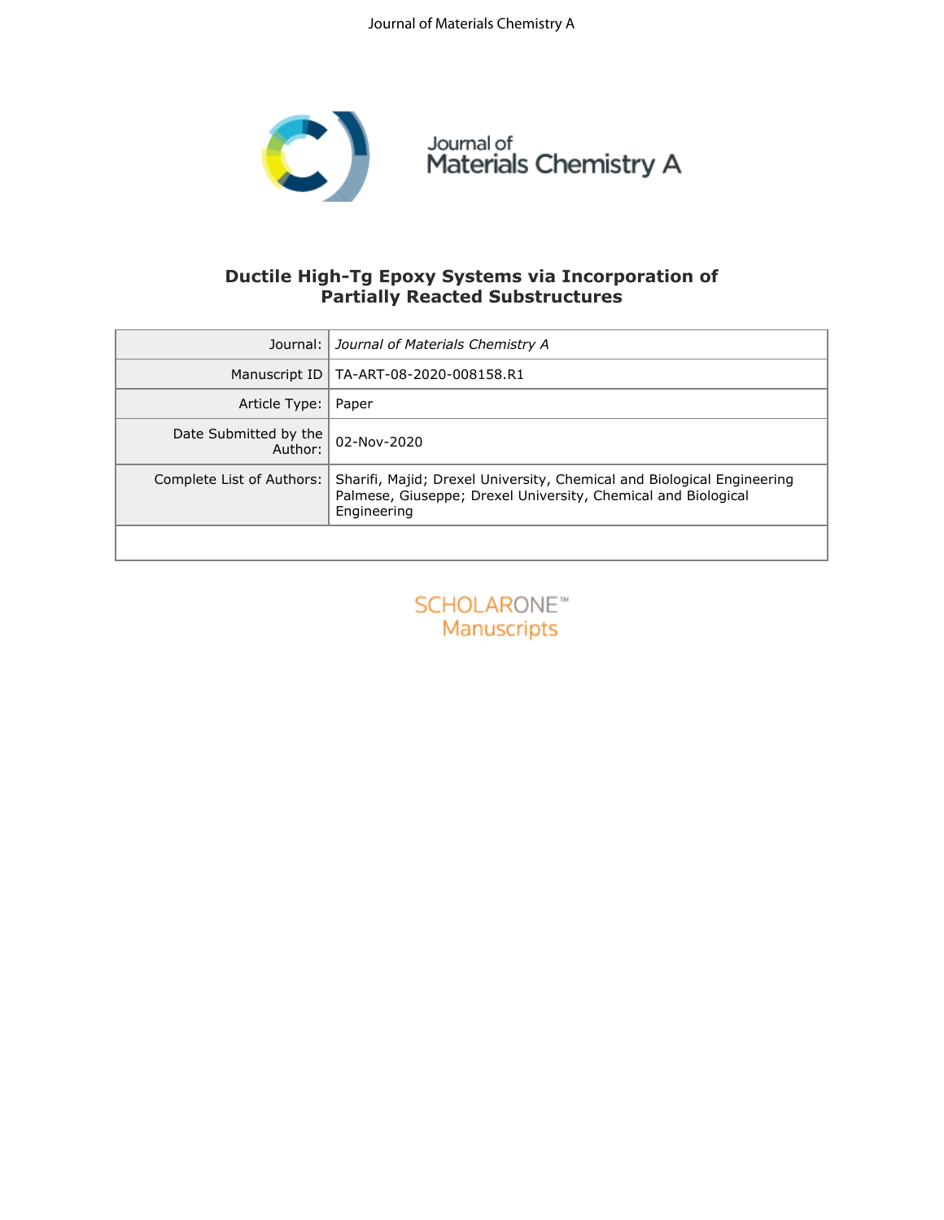# Ductile High-Tg Epoxy Systems via Incorporation of Partially Reacted Substructures

| | |
|---|---|
| Journal: | *Journal of Materials Chemistry A* |
| Manuscript ID | TA-ART-08-2020-008158.R1 |
| Article Type: | Paper |
| Date Submitted by the Author: | 02-Nov-2020 |
| Complete List of Authors: | Sharifi, Majid; Drexel University, Chemical and Biological Engineering<br>Palmese, Giuseppe; Drexel University, Chemical and Biological Engineering |
| | |

SCHOLARONE™ Manuscripts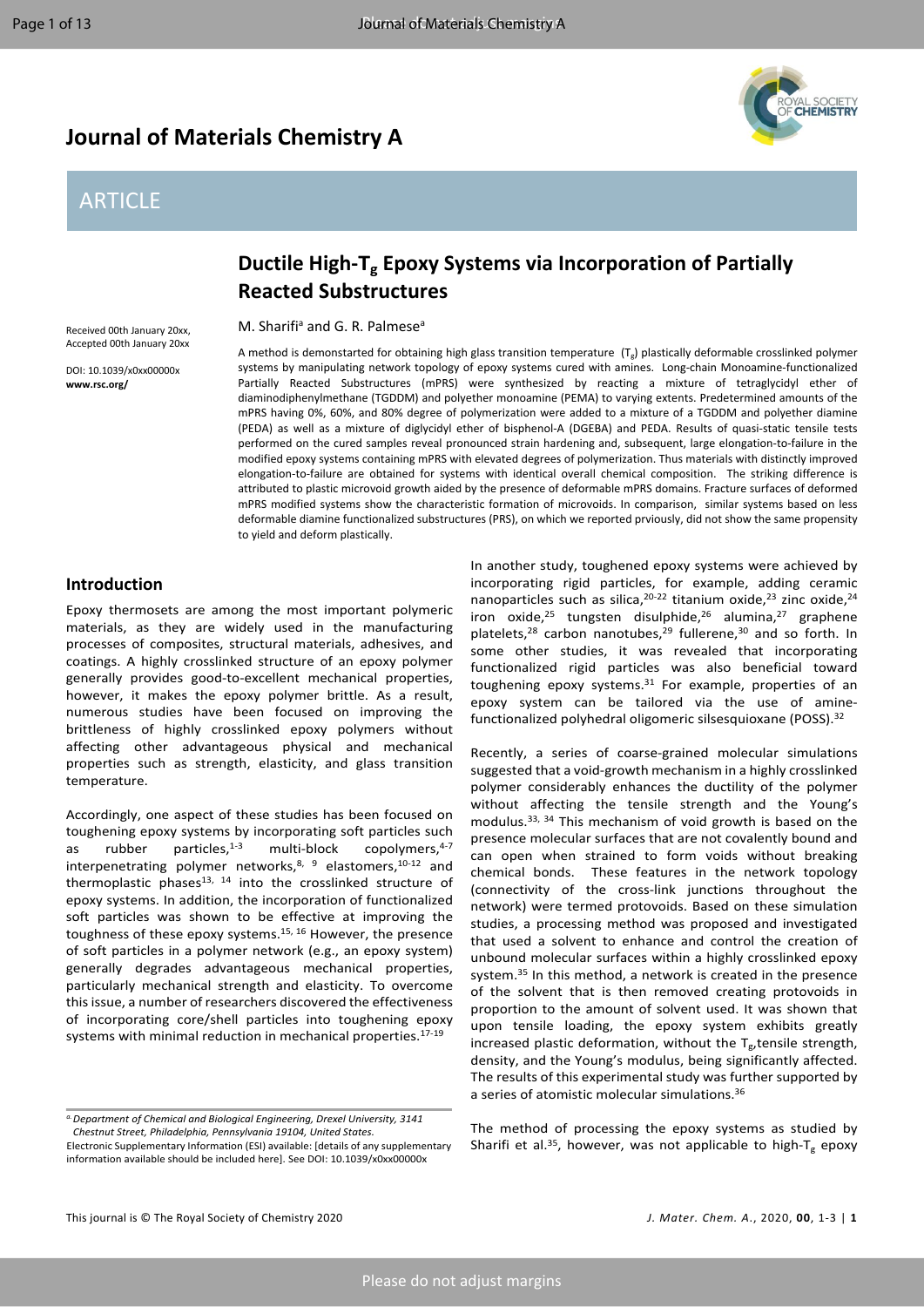# Journal of Materials Chemistry A

ARTICLE

## Ductile High-$T_g$ Epoxy Systems via Incorporation of Partially Reacted Substructures

Received 00th January 20xx, Accepted 00th January 20xx

DOI: 10.1039/x0xx00000x

**www.rsc.org/**

M. Sharifi[a] and G. R. Palmese[a]

A method is demonstarted for obtaining high glass transition temperature ($T_g$) plastically deformable crosslinked polymer systems by manipulating network topology of epoxy systems cured with amines. Long-chain Monoamine-functionalized Partially Reacted Substructures (mPRS) were synthesized by reacting a mixture of tetraglycidyl ether of diaminodiphenylmethane (TGDDM) and polyether monoamine (PEMA) to varying extents. Predetermined amounts of the mPRS having 0%, 60%, and 80% degree of polymerization were added to a mixture of a TGDDM and polyether diamine (PEDA) as well as a mixture of diglycidyl ether of bisphenol-A (DGEBA) and PEDA. Results of quasi-static tensile tests performed on the cured samples reveal pronounced strain hardening and, subsequent, large elongation-to-failure in the modified epoxy systems containing mPRS with elevated degrees of polymerization. Thus materials with distinctly improved elongation-to-failure are obtained for systems with identical overall chemical composition. The striking difference is attributed to plastic microvoid growth aided by the presence of deformable mPRS domains. Fracture surfaces of deformed mPRS modified systems show the characteristic formation of microvoids. In comparison, similar systems based on less deformable diamine functionalized substructures (PRS), on which we reported prviously, did not show the same propensity to yield and deform plastically.

## Introduction

Epoxy thermosets are among the most important polymeric materials, as they are widely used in the manufacturing processes of composites, structural materials, adhesives, and coatings. A highly crosslinked structure of an epoxy polymer generally provides good-to-excellent mechanical properties, however, it makes the epoxy polymer brittle. As a result, numerous studies have been focused on improving the brittleness of highly crosslinked epoxy polymers without affecting other advantageous physical and mechanical properties such as strength, elasticity, and glass transition temperature.

Accordingly, one aspect of these studies has been focused on toughening epoxy systems by incorporating soft particles such as rubber particles,[1-3] multi-block copolymers,[4-7] interpenetrating polymer networks,[8, 9] elastomers,[10-12] and thermoplastic phases[13, 14] into the crosslinked structure of epoxy systems. In addition, the incorporation of functionalized soft particles was shown to be effective at improving the toughness of these epoxy systems.[15, 16] However, the presence of soft particles in a polymer network (e.g., an epoxy system) generally degrades advantageous mechanical properties, particularly mechanical strength and elasticity. To overcome this issue, a number of researchers discovered the effectiveness of incorporating core/shell particles into toughening epoxy systems with minimal reduction in mechanical properties.[17-19]

In another study, toughened epoxy systems were achieved by incorporating rigid particles, for example, adding ceramic nanoparticles such as silica,[20-22] titanium oxide,[23] zinc oxide,[24] iron oxide,[25] tungsten disulphide,[26] alumina,[27] graphene platelets,[28] carbon nanotubes,[29] fullerene,[30] and so forth. In some other studies, it was revealed that incorporating functionalized rigid particles was also beneficial toward toughening epoxy systems.[31] For example, properties of an epoxy system can be tailored via the use of amine-functionalized polyhedral oligomeric silsesquioxane (POSS).[32]

Recently, a series of coarse-grained molecular simulations suggested that a void-growth mechanism in a highly crosslinked polymer considerably enhances the ductility of the polymer without affecting the tensile strength and the Young's modulus.[33, 34] This mechanism of void growth is based on the presence molecular surfaces that are not covalently bound and can open when strained to form voids without breaking chemical bonds. These features in the network topology (connectivity of the cross-link junctions throughout the network) were termed protovoids. Based on these simulation studies, a processing method was proposed and investigated that used a solvent to enhance and control the creation of unbound molecular surfaces within a highly crosslinked epoxy system.[35] In this method, a network is created in the presence of the solvent that is then removed creating protovoids in proportion to the amount of solvent used. It was shown that upon tensile loading, the epoxy system exhibits greatly increased plastic deformation, without the $T_g$,tensile strength, density, and the Young's modulus, being significantly affected. The results of this experimental study was further supported by a series of atomistic molecular simulations.[36]

The method of processing the epoxy systems as studied by Sharifi et al.[35], however, was not applicable to high-$T_g$ epoxy

[a] *Department of Chemical and Biological Engineering, Drexel University, 3141 Chestnut Street, Philadelphia, Pennsylvania 19104, United States.*

Electronic Supplementary Information (ESI) available: [details of any supplementary information available should be included here]. See DOI: 10.1039/x0xx00000x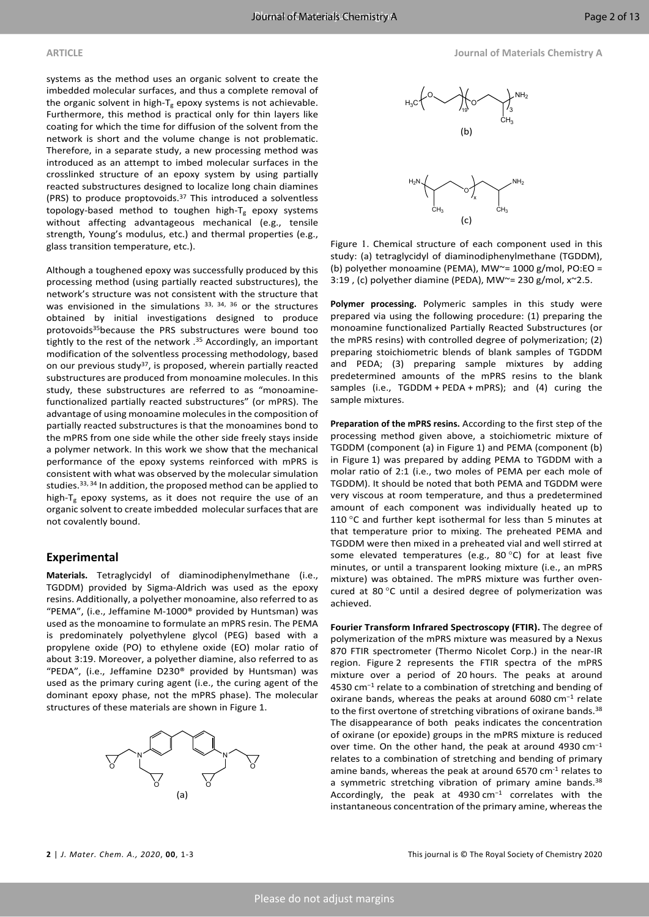systems as the method uses an organic solvent to create the imbedded molecular surfaces, and thus a complete removal of the organic solvent in high-$T_g$ epoxy systems is not achievable. Furthermore, this method is practical only for thin layers like coating for which the time for diffusion of the solvent from the network is short and the volume change is not problematic. Therefore, in a separate study, a new processing method was introduced as an attempt to imbed molecular surfaces in the crosslinked structure of an epoxy system by using partially reacted substructures designed to localize long chain diamines (PRS) to produce proptovoids.[37] This introduced a solventless topology-based method to toughen high-$T_g$ epoxy systems without affecting advantageous mechanical (e.g., tensile strength, Young's modulus, etc.) and thermal properties (e.g., glass transition temperature, etc.).

Although a toughened epoxy was successfully produced by this processing method (using partially reacted substructures), the network's structure was not consistent with the structure that was envisioned in the simulations [33, 34, 36] or the structures obtained by initial investigations designed to produce protovoids[35]because the PRS substructures were bound too tightly to the rest of the network .[35] Accordingly, an important modification of the solventless processing methodology, based on our previous study[37], is proposed, wherein partially reacted substructures are produced from monoamine molecules. In this study, these substructures are referred to as "monoamine-functionalized partially reacted substructures" (or mPRS). The advantage of using monoamine molecules in the composition of partially reacted substructures is that the monoamines bond to the mPRS from one side while the other side freely stays inside a polymer network. In this work we show that the mechanical performance of the epoxy systems reinforced with mPRS is consistent with what was observed by the molecular simulation studies.[33, 34] In addition, the proposed method can be applied to high-$T_g$ epoxy systems, as it does not require the use of an organic solvent to create imbedded molecular surfaces that are not covalently bound.

## Experimental

**Materials.** Tetraglycidyl of diaminodiphenylmethane (i.e., TGDDM) provided by Sigma-Aldrich was used as the epoxy resins. Additionally, a polyether monoamine, also referred to as "PEMA", (i.e., Jeffamine M-1000® provided by Huntsman) was used as the monoamine to formulate an mPRS resin. The PEMA is predominately polyethylene glycol (PEG) based with a propylene oxide (PO) to ethylene oxide (EO) molar ratio of about 3:19. Moreover, a polyether diamine, also referred to as "PEDA", (i.e., Jeffamine D230® provided by Huntsman) was used as the primary curing agent (i.e., the curing agent of the dominant epoxy phase, not the mPRS phase). The molecular structures of these materials are shown in Figure 1.

Figure 1. Chemical structure of each component used in this study: (a) tetraglycidyl of diaminodiphenylmethane (TGDDM), (b) polyether monoamine (PEMA), MW~= 1000 g/mol, PO:EO = 3:19 , (c) polyether diamine (PEDA), MW~= 230 g/mol, x~2.5.

**Polymer processing.** Polymeric samples in this study were prepared via using the following procedure: (1) preparing the monoamine functionalized Partially Reacted Substructures (or the mPRS resins) with controlled degree of polymerization; (2) preparing stoichiometric blends of blank samples of TGDDM and PEDA; (3) preparing sample mixtures by adding predetermined amounts of the mPRS resins to the blank samples (i.e., TGDDM + PEDA + mPRS); and (4) curing the sample mixtures.

**Preparation of the mPRS resins.** According to the first step of the processing method given above, a stoichiometric mixture of TGDDM (component (a) in Figure 1) and PEMA (component (b) in Figure 1) was prepared by adding PEMA to TGDDM with a molar ratio of 2:1 (i.e., two moles of PEMA per each mole of TGDDM). It should be noted that both PEMA and TGDDM were very viscous at room temperature, and thus a predetermined amount of each component was individually heated up to 110 °C and further kept isothermal for less than 5 minutes at that temperature prior to mixing. The preheated PEMA and TGDDM were then mixed in a preheated vial and well stirred at some elevated temperatures (e.g., 80 °C) for at least five minutes, or until a transparent looking mixture (i.e., an mPRS mixture) was obtained. The mPRS mixture was further oven-cured at 80 °C until a desired degree of polymerization was achieved.

**Fourier Transform Infrared Spectroscopy (FTIR).** The degree of polymerization of the mPRS mixture was measured by a Nexus 870 FTIR spectrometer (Thermo Nicolet Corp.) in the near-IR region. Figure 2 represents the FTIR spectra of the mPRS mixture over a period of 20 hours. The peaks at around 4530 $cm^{-1}$ relate to a combination of stretching and bending of oxirane bands, whereas the peaks at around 6080 $cm^{-1}$ relate to the first overtone of stretching vibrations of oxirane bands.[38] The disappearance of both peaks indicates the concentration of oxirane (or epoxide) groups in the mPRS mixture is reduced over time. On the other hand, the peak at around 4930 $cm^{-1}$ relates to a combination of stretching and bending of primary amine bands, whereas the peak at around 6570 $cm^{-1}$ relates to a symmetric stretching vibration of primary amine bands.[38] Accordingly, the peak at 4930 $cm^{-1}$ correlates with the instantaneous concentration of the primary amine, whereas the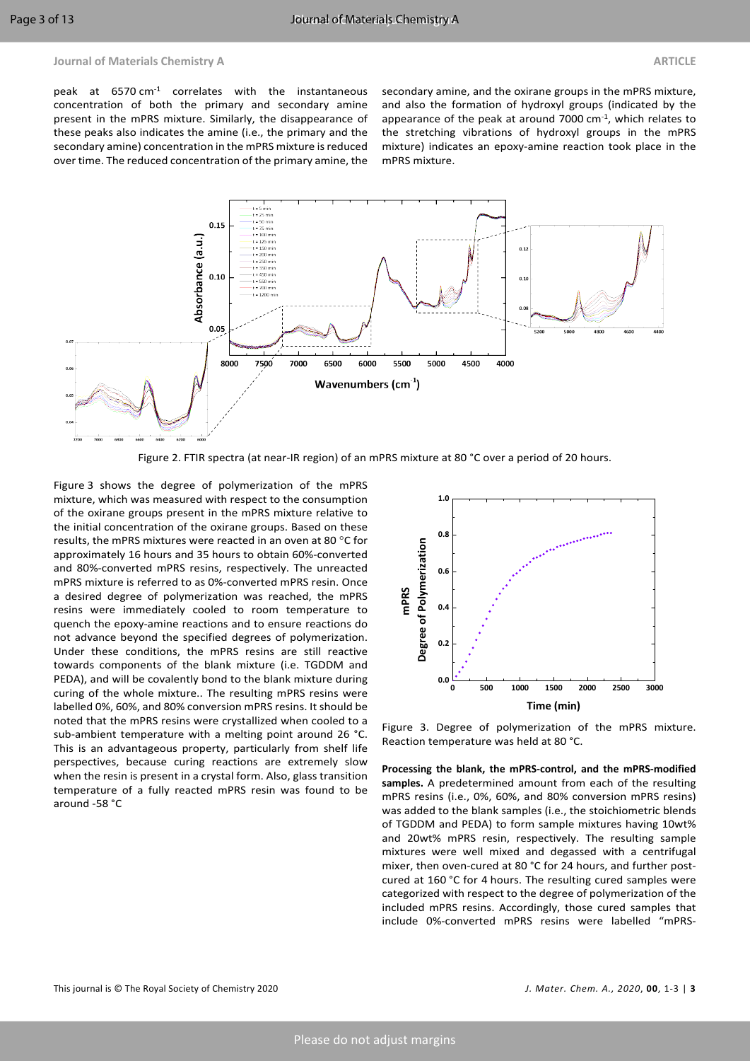peak at 6570 cm$^{-1}$ correlates with the instantaneous concentration of both the primary and secondary amine present in the mPRS mixture. Similarly, the disappearance of these peaks also indicates the amine (i.e., the primary and the secondary amine) concentration in the mPRS mixture is reduced over time. The reduced concentration of the primary amine, the secondary amine, and the oxirane groups in the mPRS mixture, and also the formation of hydroxyl groups (indicated by the appearance of the peak at around 7000 cm$^{-1}$, which relates to the stretching vibrations of hydroxyl groups in the mPRS mixture) indicates an epoxy-amine reaction took place in the mPRS mixture.

Figure 2. FTIR spectra (at near-IR region) of an mPRS mixture at 80 °C over a period of 20 hours.

Figure 3 shows the degree of polymerization of the mPRS mixture, which was measured with respect to the consumption of the oxirane groups present in the mPRS mixture relative to the initial concentration of the oxirane groups. Based on these results, the mPRS mixtures were reacted in an oven at 80 °C for approximately 16 hours and 35 hours to obtain 60%-converted and 80%-converted mPRS resins, respectively. The unreacted mPRS mixture is referred to as 0%-converted mPRS resin. Once a desired degree of polymerization was reached, the mPRS resins were immediately cooled to room temperature to quench the epoxy-amine reactions and to ensure reactions do not advance beyond the specified degrees of polymerization. Under these conditions, the mPRS resins are still reactive towards components of the blank mixture (i.e. TGDDM and PEDA), and will be covalently bond to the blank mixture during curing of the whole mixture.. The resulting mPRS resins were labelled 0%, 60%, and 80% conversion mPRS resins. It should be noted that the mPRS resins were crystallized when cooled to a sub-ambient temperature with a melting point around 26 °C. This is an advantageous property, particularly from shelf life perspectives, because curing reactions are extremely slow when the resin is present in a crystal form. Also, glass transition temperature of a fully reacted mPRS resin was found to be around -58 °C

Figure 3. Degree of polymerization of the mPRS mixture. Reaction temperature was held at 80 °C.

**Processing the blank, the mPRS-control, and the mPRS-modified samples.** A predetermined amount from each of the resulting mPRS resins (i.e., 0%, 60%, and 80% conversion mPRS resins) was added to the blank samples (i.e., the stoichiometric blends of TGDDM and PEDA) to form sample mixtures having 10wt% and 20wt% mPRS resin, respectively. The resulting sample mixtures were well mixed and degassed with a centrifugal mixer, then oven-cured at 80 °C for 24 hours, and further post-cured at 160 °C for 4 hours. The resulting cured samples were categorized with respect to the degree of polymerization of the included mPRS resins. Accordingly, those cured samples that include 0%-converted mPRS resins were labelled "mPRS-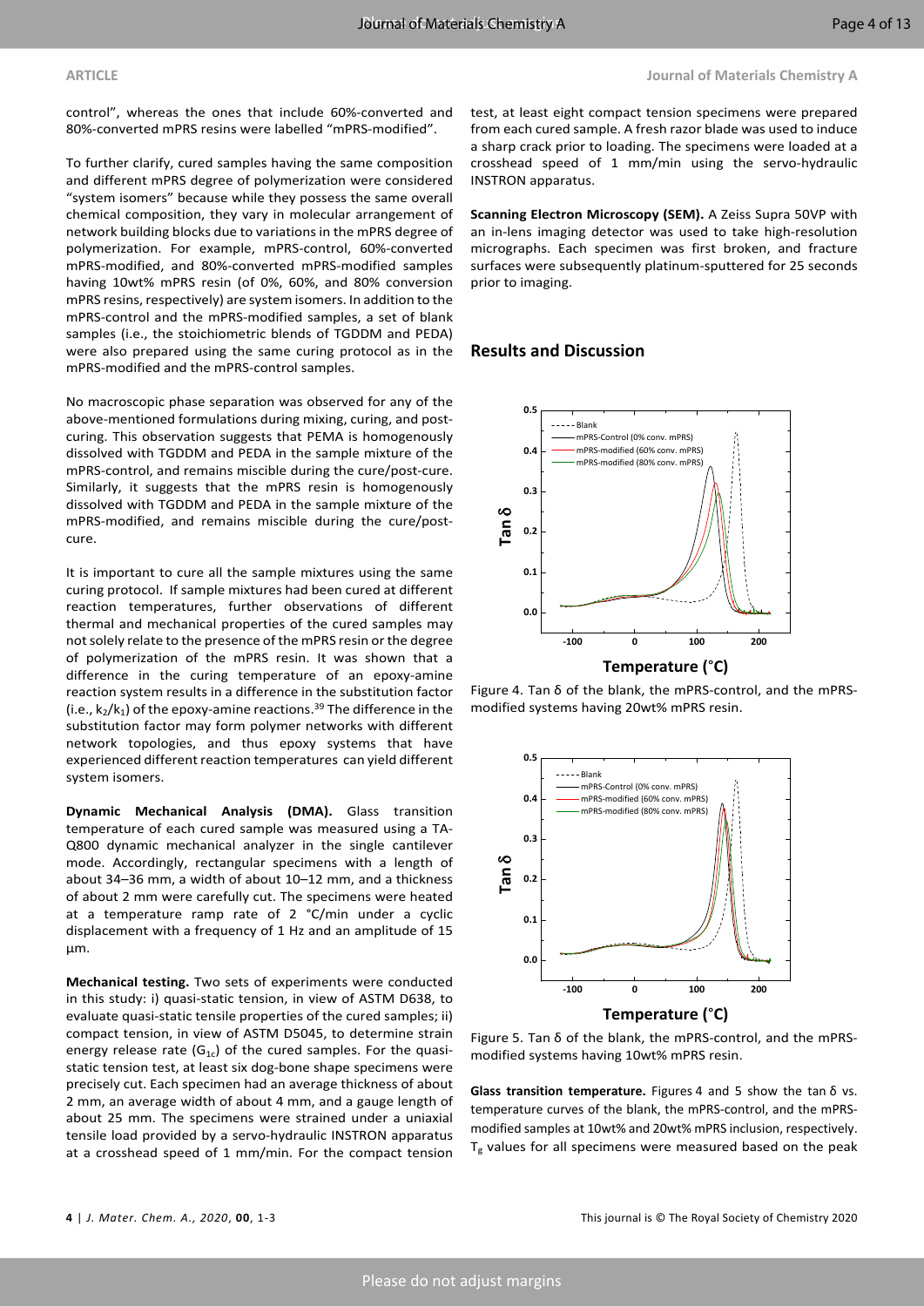control", whereas the ones that include 60%-converted and 80%-converted mPRS resins were labelled "mPRS-modified".

To further clarify, cured samples having the same composition and different mPRS degree of polymerization were considered "system isomers" because while they possess the same overall chemical composition, they vary in molecular arrangement of network building blocks due to variations in the mPRS degree of polymerization. For example, mPRS-control, 60%-converted mPRS-modified, and 80%-converted mPRS-modified samples having 10wt% mPRS resin (of 0%, 60%, and 80% conversion mPRS resins, respectively) are system isomers. In addition to the mPRS-control and the mPRS-modified samples, a set of blank samples (i.e., the stoichiometric blends of TGDDM and PEDA) were also prepared using the same curing protocol as in the mPRS-modified and the mPRS-control samples.

No macroscopic phase separation was observed for any of the above-mentioned formulations during mixing, curing, and post-curing. This observation suggests that PEMA is homogenously dissolved with TGDDM and PEDA in the sample mixture of the mPRS-control, and remains miscible during the cure/post-cure. Similarly, it suggests that the mPRS resin is homogenously dissolved with TGDDM and PEDA in the sample mixture of the mPRS-modified, and remains miscible during the cure/post-cure.

It is important to cure all the sample mixtures using the same curing protocol. If sample mixtures had been cured at different reaction temperatures, further observations of different thermal and mechanical properties of the cured samples may not solely relate to the presence of the mPRS resin or the degree of polymerization of the mPRS resin. It was shown that a difference in the curing temperature of an epoxy-amine reaction system results in a difference in the substitution factor (i.e., $k_2/k_1$) of the epoxy-amine reactions.[39] The difference in the substitution factor may form polymer networks with different network topologies, and thus epoxy systems that have experienced different reaction temperatures can yield different system isomers.

**Dynamic Mechanical Analysis (DMA).** Glass transition temperature of each cured sample was measured using a TA-Q800 dynamic mechanical analyzer in the single cantilever mode. Accordingly, rectangular specimens with a length of about 34–36 mm, a width of about 10–12 mm, and a thickness of about 2 mm were carefully cut. The specimens were heated at a temperature ramp rate of 2 °C/min under a cyclic displacement with a frequency of 1 Hz and an amplitude of 15 µm.

**Mechanical testing.** Two sets of experiments were conducted in this study: i) quasi-static tension, in view of ASTM D638, to evaluate quasi-static tensile properties of the cured samples; ii) compact tension, in view of ASTM D5045, to determine strain energy release rate ($G_{1c}$) of the cured samples. For the quasi-static tension test, at least six dog-bone shape specimens were precisely cut. Each specimen had an average thickness of about 2 mm, an average width of about 4 mm, and a gauge length of about 25 mm. The specimens were strained under a uniaxial tensile load provided by a servo-hydraulic INSTRON apparatus at a crosshead speed of 1 mm/min. For the compact tension test, at least eight compact tension specimens were prepared from each cured sample. A fresh razor blade was used to induce a sharp crack prior to loading. The specimens were loaded at a crosshead speed of 1 mm/min using the servo-hydraulic INSTRON apparatus.

**Scanning Electron Microscopy (SEM).** A Zeiss Supra 50VP with an in-lens imaging detector was used to take high-resolution micrographs. Each specimen was first broken, and fracture surfaces were subsequently platinum-sputtered for 25 seconds prior to imaging.

## Results and Discussion

Figure 4. Tan δ of the blank, the mPRS-control, and the mPRS-modified systems having 20wt% mPRS resin.

Figure 5. Tan δ of the blank, the mPRS-control, and the mPRS-modified systems having 10wt% mPRS resin.

**Glass transition temperature.** Figures 4 and 5 show the tan δ vs. temperature curves of the blank, the mPRS-control, and the mPRS-modified samples at 10wt% and 20wt% mPRS inclusion, respectively. $T_g$ values for all specimens were measured based on the peak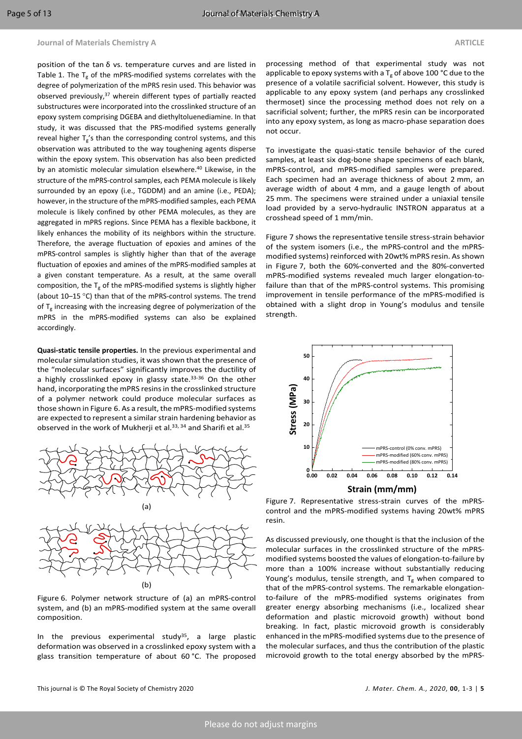position of the tan δ vs. temperature curves and are listed in Table 1. The $T_g$ of the mPRS-modified systems correlates with the degree of polymerization of the mPRS resin used. This behavior was observed previously,[37] wherein different types of partially reacted substructures were incorporated into the crosslinked structure of an epoxy system comprising DGEBA and diethyltoluenediamine. In that study, it was discussed that the PRS-modified systems generally reveal higher $T_g$'s than the corresponding control systems, and this observation was attributed to the way toughening agents disperse within the epoxy system. This observation has also been predicted by an atomistic molecular simulation elsewhere.[40] Likewise, in the structure of the mPRS-control samples, each PEMA molecule is likely surrounded by an epoxy (i.e., TGDDM) and an amine (i.e., PEDA); however, in the structure of the mPRS-modified samples, each PEMA molecule is likely confined by other PEMA molecules, as they are aggregated in mPRS regions. Since PEMA has a flexible backbone, it likely enhances the mobility of its neighbors within the structure. Therefore, the average fluctuation of epoxies and amines of the mPRS-control samples is slightly higher than that of the average fluctuation of epoxies and amines of the mPRS-modified samples at a given constant temperature. As a result, at the same overall composition, the $T_g$ of the mPRS-modified systems is slightly higher (about 10–15 °C) than that of the mPRS-control systems. The trend of $T_g$ increasing with the increasing degree of polymerization of the mPRS in the mPRS-modified systems can also be explained accordingly.

**Quasi-static tensile properties.** In the previous experimental and molecular simulation studies, it was shown that the presence of the "molecular surfaces" significantly improves the ductility of a highly crosslinked epoxy in glassy state.[33-36] On the other hand, incorporating the mPRS resins in the crosslinked structure of a polymer network could produce molecular surfaces as those shown in Figure 6. As a result, the mPRS-modified systems are expected to represent a similar strain hardening behavior as observed in the work of Mukherji et al.[33, 34] and Sharifi et al.[35]

Figure 6. Polymer network structure of (a) an mPRS-control system, and (b) an mPRS-modified system at the same overall composition.

In the previous experimental study[35], a large plastic deformation was observed in a crosslinked epoxy system with a glass transition temperature of about 60 °C. The proposed processing method of that experimental study was not applicable to epoxy systems with a $T_g$ of above 100 °C due to the presence of a volatile sacrificial solvent. However, this study is applicable to any epoxy system (and perhaps any crosslinked thermoset) since the processing method does not rely on a sacrificial solvent; further, the mPRS resin can be incorporated into any epoxy system, as long as macro-phase separation does not occur.

To investigate the quasi-static tensile behavior of the cured samples, at least six dog-bone shape specimens of each blank, mPRS-control, and mPRS-modified samples were prepared. Each specimen had an average thickness of about 2 mm, an average width of about 4 mm, and a gauge length of about 25 mm. The specimens were strained under a uniaxial tensile load provided by a servo-hydraulic INSTRON apparatus at a crosshead speed of 1 mm/min.

Figure 7 shows the representative tensile stress-strain behavior of the system isomers (i.e., the mPRS-control and the mPRS-modified systems) reinforced with 20wt% mPRS resin. As shown in Figure 7, both the 60%-converted and the 80%-converted mPRS-modified systems revealed much larger elongation-to-failure than that of the mPRS-control systems. This promising improvement in tensile performance of the mPRS-modified is obtained with a slight drop in Young's modulus and tensile strength.

Figure 7. Representative stress-strain curves of the mPRS-control and the mPRS-modified systems having 20wt% mPRS resin.

As discussed previously, one thought is that the inclusion of the molecular surfaces in the crosslinked structure of the mPRS-modified systems boosted the values of elongation-to-failure by more than a 100% increase without substantially reducing Young's modulus, tensile strength, and $T_g$ when compared to that of the mPRS-control systems. The remarkable elongation-to-failure of the mPRS-modified systems originates from greater energy absorbing mechanisms (i.e., localized shear deformation and plastic microvoid growth) without bond breaking. In fact, plastic microvoid growth is considerably enhanced in the mPRS-modified systems due to the presence of the molecular surfaces, and thus the contribution of the plastic microvoid growth to the total energy absorbed by the mPRS-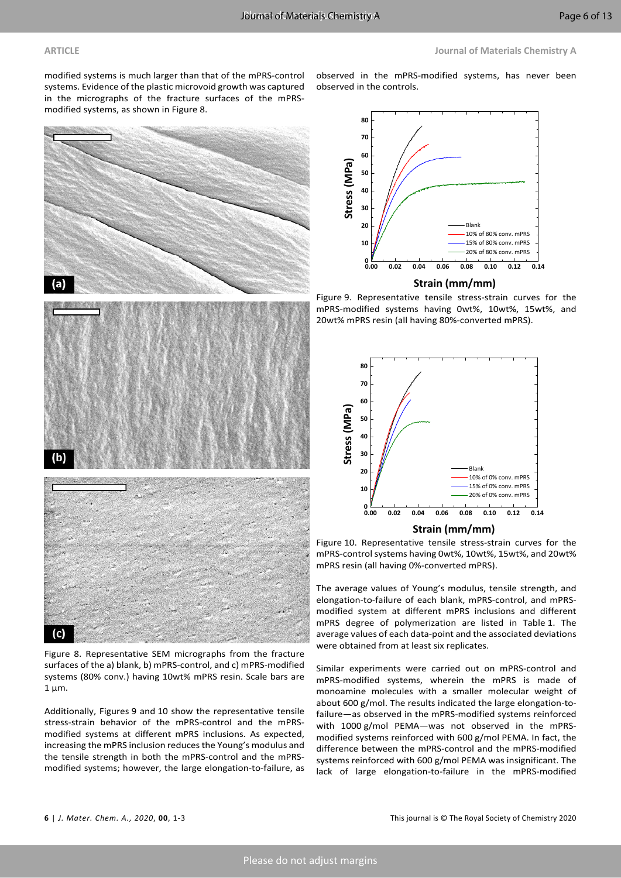modified systems is much larger than that of the mPRS-control systems. Evidence of the plastic microvoid growth was captured in the micrographs of the fracture surfaces of the mPRS-modified systems, as shown in Figure 8.

Figure 8. Representative SEM micrographs from the fracture surfaces of the a) blank, b) mPRS-control, and c) mPRS-modified systems (80% conv.) having 10wt% mPRS resin. Scale bars are 1 µm.

Additionally, Figures 9 and 10 show the representative tensile stress-strain behavior of the mPRS-control and the mPRS-modified systems at different mPRS inclusions. As expected, increasing the mPRS inclusion reduces the Young's modulus and the tensile strength in both the mPRS-control and the mPRS-modified systems; however, the large elongation-to-failure, as observed in the mPRS-modified systems, has never been observed in the controls.

Figure 9. Representative tensile stress-strain curves for the mPRS-modified systems having 0wt%, 10wt%, 15wt%, and 20wt% mPRS resin (all having 80%-converted mPRS).

Figure 10. Representative tensile stress-strain curves for the mPRS-control systems having 0wt%, 10wt%, 15wt%, and 20wt% mPRS resin (all having 0%-converted mPRS).

The average values of Young's modulus, tensile strength, and elongation-to-failure of each blank, mPRS-control, and mPRS-modified system at different mPRS inclusions and different mPRS degree of polymerization are listed in Table 1. The average values of each data-point and the associated deviations were obtained from at least six replicates.

Similar experiments were carried out on mPRS-control and mPRS-modified systems, wherein the mPRS is made of monoamine molecules with a smaller molecular weight of about 600 g/mol. The results indicated the large elongation-to-failure—as observed in the mPRS-modified systems reinforced with 1000 g/mol PEMA—was not observed in the mPRS-modified systems reinforced with 600 g/mol PEMA. In fact, the difference between the mPRS-control and the mPRS-modified systems reinforced with 600 g/mol PEMA was insignificant. The lack of large elongation-to-failure in the mPRS-modified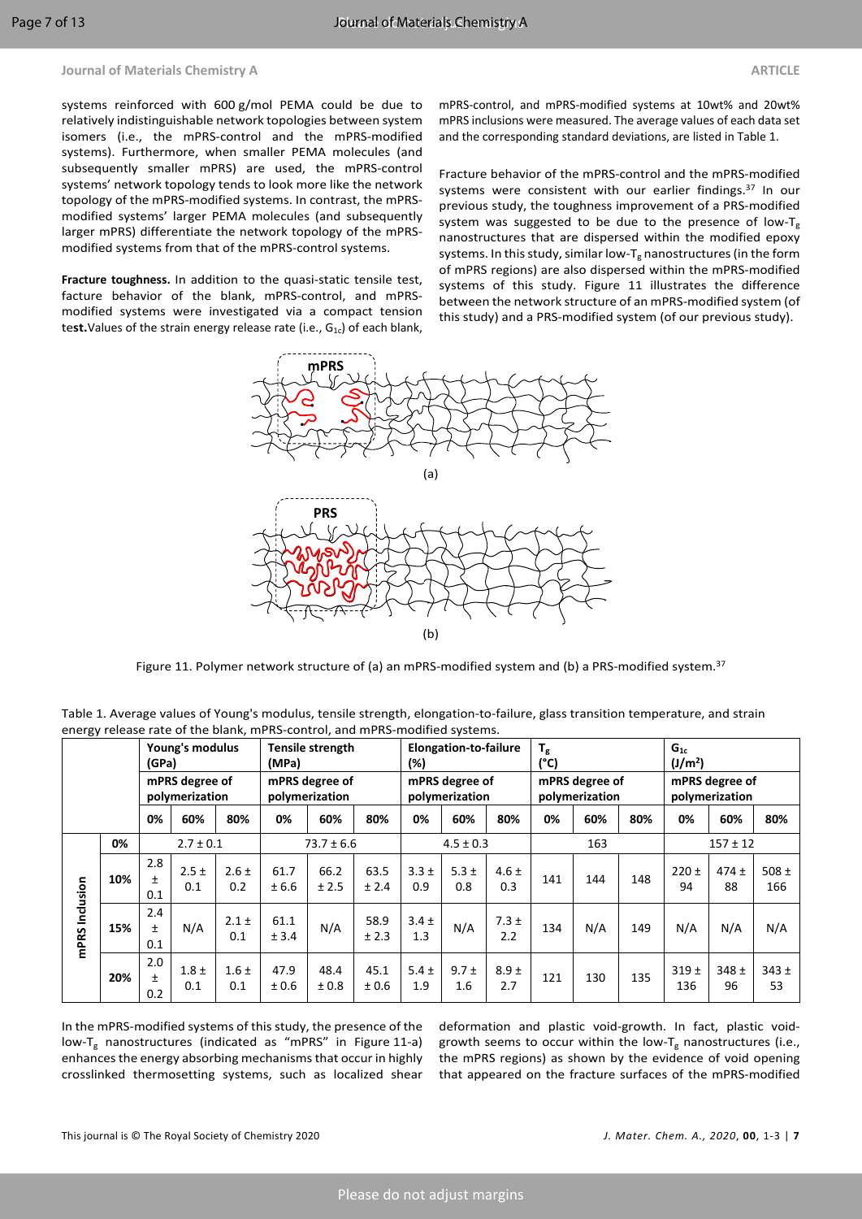systems reinforced with 600 g/mol PEMA could be due to relatively indistinguishable network topologies between system isomers (i.e., the mPRS-control and the mPRS-modified systems). Furthermore, when smaller PEMA molecules (and subsequently smaller mPRS) are used, the mPRS-control systems' network topology tends to look more like the network topology of the mPRS-modified systems. In contrast, the mPRS-modified systems' larger PEMA molecules (and subsequently larger mPRS) differentiate the network topology of the mPRS-modified systems from that of the mPRS-control systems.

**Fracture toughness.** In addition to the quasi-static tensile test, facture behavior of the blank, mPRS-control, and mPRS-modified systems were investigated via a compact tension te**st.**Values of the strain energy release rate (i.e., $G_{1c}$) of each blank, mPRS-control, and mPRS-modified systems at 10wt% and 20wt% mPRS inclusions were measured. The average values of each data set and the corresponding standard deviations, are listed in Table 1.

Fracture behavior of the mPRS-control and the mPRS-modified systems were consistent with our earlier findings.[37] In our previous study, the toughness improvement of a PRS-modified system was suggested to be due to the presence of low-$T_g$ nanostructures that are dispersed within the modified epoxy systems. In this study, similar low-$T_g$ nanostructures (in the form of mPRS regions) are also dispersed within the mPRS-modified systems of this study. Figure 11 illustrates the difference between the network structure of an mPRS-modified system (of this study) and a PRS-modified system (of our previous study).

Figure 11. Polymer network structure of (a) an mPRS-modified system and (b) a PRS-modified system.[37]

Table 1. Average values of Young's modulus, tensile strength, elongation-to-failure, glass transition temperature, and strain energy release rate of the blank, mPRS-control, and mPRS-modified systems.

| | | Young's modulus (GPa) | | | Tensile strength (MPa) | | | Elongation-to-failure (%) | | | $T_g$ (°C) | | | $G_{1c}$ (J/m²) | | |
|---|---|---|---|---|---|---|---|---|---|---|---|---|---|---|---|---|
| | | mPRS degree of polymerization | | | mPRS degree of polymerization | | | mPRS degree of polymerization | | | mPRS degree of polymerization | | | mPRS degree of polymerization | | |
| | | 0% | 60% | 80% | 0% | 60% | 80% | 0% | 60% | 80% | 0% | 60% | 80% | 0% | 60% | 80% |
| mPRS Inclusion | 0% | 2.7 ± 0.1 | | | 73.7 ± 6.6 | | | 4.5 ± 0.3 | | | 163 | | | 157 ± 12 | | |
| | 10% | 2.8 ± 0.1 | 2.5 ± 0.1 | 2.6 ± 0.2 | 61.7 ± 6.6 | 66.2 ± 2.5 | 63.5 ± 2.4 | 3.3 ± 0.9 | 5.3 ± 0.8 | 4.6 ± 0.3 | 141 | 144 | 148 | 220 ± 94 | 474 ± 88 | 508 ± 166 |
| | 15% | 2.4 ± 0.1 | N/A | 2.1 ± 0.1 | 61.1 ± 3.4 | N/A | 58.9 ± 2.3 | 3.4 ± 1.3 | N/A | 7.3 ± 2.2 | 134 | N/A | 149 | N/A | N/A | N/A |
| | 20% | 2.0 ± 0.2 | 1.8 ± 0.1 | 1.6 ± 0.1 | 47.9 ± 0.6 | 48.4 ± 0.8 | 45.1 ± 0.6 | 5.4 ± 1.9 | 9.7 ± 1.6 | 8.9 ± 2.7 | 121 | 130 | 135 | 319 ± 136 | 348 ± 96 | 343 ± 53 |

In the mPRS-modified systems of this study, the presence of the low-$T_g$ nanostructures (indicated as "mPRS" in Figure 11-a) enhances the energy absorbing mechanisms that occur in highly crosslinked thermosetting systems, such as localized shear deformation and plastic void-growth. In fact, plastic void-growth seems to occur within the low-$T_g$ nanostructures (i.e., the mPRS regions) as shown by the evidence of void opening that appeared on the fracture surfaces of the mPRS-modified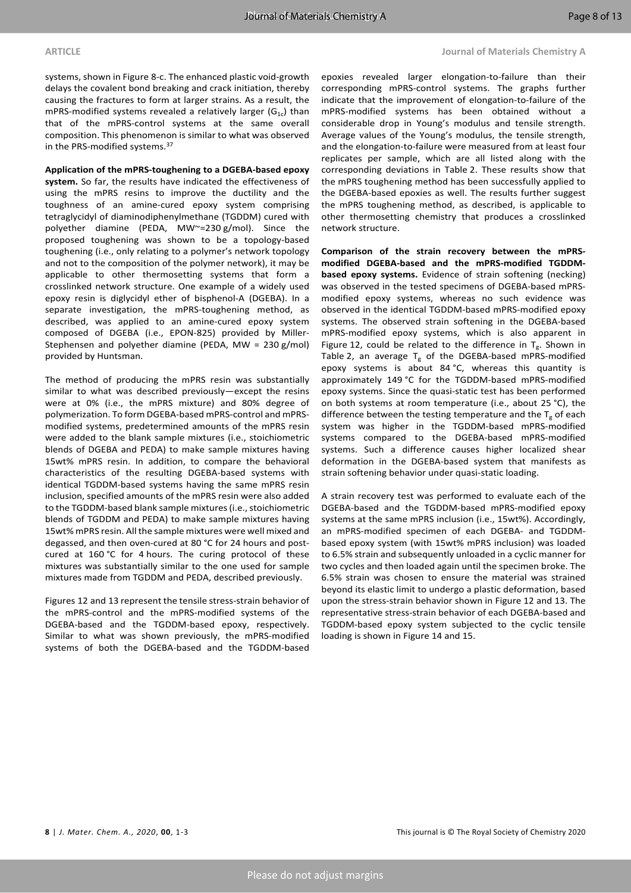systems, shown in Figure 8-c. The enhanced plastic void-growth delays the covalent bond breaking and crack initiation, thereby causing the fractures to form at larger strains. As a result, the mPRS-modified systems revealed a relatively larger ($G_{1c}$) than that of the mPRS-control systems at the same overall composition. This phenomenon is similar to what was observed in the PRS-modified systems.[37]

**Application of the mPRS-toughening to a DGEBA-based epoxy system.** So far, the results have indicated the effectiveness of using the mPRS resins to improve the ductility and the toughness of an amine-cured epoxy system comprising tetraglycidyl of diaminodiphenylmethane (TGDDM) cured with polyether diamine (PEDA, MW~=230 g/mol). Since the proposed toughening was shown to be a topology-based toughening (i.e., only relating to a polymer's network topology and not to the composition of the polymer network), it may be applicable to other thermosetting systems that form a crosslinked network structure. One example of a widely used epoxy resin is diglycidyl ether of bisphenol-A (DGEBA). In a separate investigation, the mPRS-toughening method, as described, was applied to an amine-cured epoxy system composed of DGEBA (i.e., EPON-825) provided by Miller-Stephensen and polyether diamine (PEDA, MW = 230 g/mol) provided by Huntsman.

The method of producing the mPRS resin was substantially similar to what was described previously—except the resins were at 0% (i.e., the mPRS mixture) and 80% degree of polymerization. To form DGEBA-based mPRS-control and mPRS-modified systems, predetermined amounts of the mPRS resin were added to the blank sample mixtures (i.e., stoichiometric blends of DGEBA and PEDA) to make sample mixtures having 15wt% mPRS resin. In addition, to compare the behavioral characteristics of the resulting DGEBA-based systems with identical TGDDM-based systems having the same mPRS resin inclusion, specified amounts of the mPRS resin were also added to the TGDDM-based blank sample mixtures (i.e., stoichiometric blends of TGDDM and PEDA) to make sample mixtures having 15wt% mPRS resin. All the sample mixtures were well mixed and degassed, and then oven-cured at 80 °C for 24 hours and post-cured at 160 °C for 4 hours. The curing protocol of these mixtures was substantially similar to the one used for sample mixtures made from TGDDM and PEDA, described previously.

Figures 12 and 13 represent the tensile stress-strain behavior of the mPRS-control and the mPRS-modified systems of the DGEBA-based and the TGDDM-based epoxy, respectively. Similar to what was shown previously, the mPRS-modified systems of both the DGEBA-based and the TGDDM-based epoxies revealed larger elongation-to-failure than their corresponding mPRS-control systems. The graphs further indicate that the improvement of elongation-to-failure of the mPRS-modified systems has been obtained without a considerable drop in Young's modulus and tensile strength. Average values of the Young's modulus, the tensile strength, and the elongation-to-failure were measured from at least four replicates per sample, which are all listed along with the corresponding deviations in Table 2. These results show that the mPRS toughening method has been successfully applied to the DGEBA-based epoxies as well. The results further suggest the mPRS toughening method, as described, is applicable to other thermosetting chemistry that produces a crosslinked network structure.

**Comparison of the strain recovery between the mPRS-modified DGEBA-based and the mPRS-modified TGDDM-based epoxy systems.** Evidence of strain softening (necking) was observed in the tested specimens of DGEBA-based mPRS-modified epoxy systems, whereas no such evidence was observed in the identical TGDDM-based mPRS-modified epoxy systems. The observed strain softening in the DGEBA-based mPRS-modified epoxy systems, which is also apparent in Figure 12, could be related to the difference in $T_g$. Shown in Table 2, an average $T_g$ of the DGEBA-based mPRS-modified epoxy systems is about 84 °C, whereas this quantity is approximately 149 °C for the TGDDM-based mPRS-modified epoxy systems. Since the quasi-static test has been performed on both systems at room temperature (i.e., about 25 °C), the difference between the testing temperature and the $T_g$ of each system was higher in the TGDDM-based mPRS-modified systems compared to the DGEBA-based mPRS-modified systems. Such a difference causes higher localized shear deformation in the DGEBA-based system that manifests as strain softening behavior under quasi-static loading.

A strain recovery test was performed to evaluate each of the DGEBA-based and the TGDDM-based mPRS-modified epoxy systems at the same mPRS inclusion (i.e., 15wt%). Accordingly, an mPRS-modified specimen of each DGEBA- and TGDDM-based epoxy system (with 15wt% mPRS inclusion) was loaded to 6.5% strain and subsequently unloaded in a cyclic manner for two cycles and then loaded again until the specimen broke. The 6.5% strain was chosen to ensure the material was strained beyond its elastic limit to undergo a plastic deformation, based upon the stress-strain behavior shown in Figure 12 and 13. The representative stress-strain behavior of each DGEBA-based and TGDDM-based epoxy system subjected to the cyclic tensile loading is shown in Figure 14 and 15.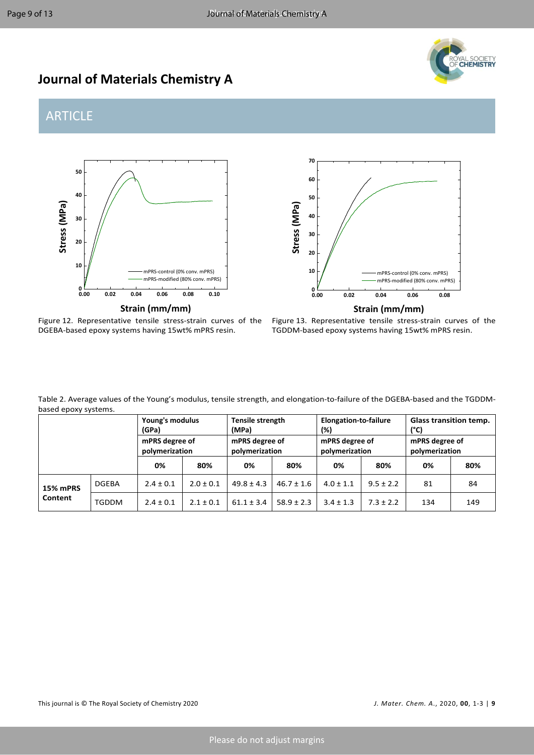Figure 12. Representative tensile stress-strain curves of the DGEBA-based epoxy systems having 15wt% mPRS resin.

Figure 13. Representative tensile stress-strain curves of the TGDDM-based epoxy systems having 15wt% mPRS resin.

Table 2. Average values of the Young's modulus, tensile strength, and elongation-to-failure of the DGEBA-based and the TGDDM-based epoxy systems.

| | | Young's modulus (GPa) | | Tensile strength (MPa) | | Elongation-to-failure (%) | | Glass transition temp. (°C) | |
|---|---|---|---|---|---|---|---|---|---|
| | | mPRS degree of polymerization | | mPRS degree of polymerization | | mPRS degree of polymerization | | mPRS degree of polymerization | |
| | | 0% | 80% | 0% | 80% | 0% | 80% | 0% | 80% |
| **15% mPRS Content** | DGEBA | 2.4 ± 0.1 | 2.0 ± 0.1 | 49.8 ± 4.3 | 46.7 ± 1.6 | 4.0 ± 1.1 | 9.5 ± 2.2 | 81 | 84 |
| | TGDDM | 2.4 ± 0.1 | 2.1 ± 0.1 | 61.1 ± 3.4 | 58.9 ± 2.3 | 3.4 ± 1.3 | 7.3 ± 2.2 | 134 | 149 |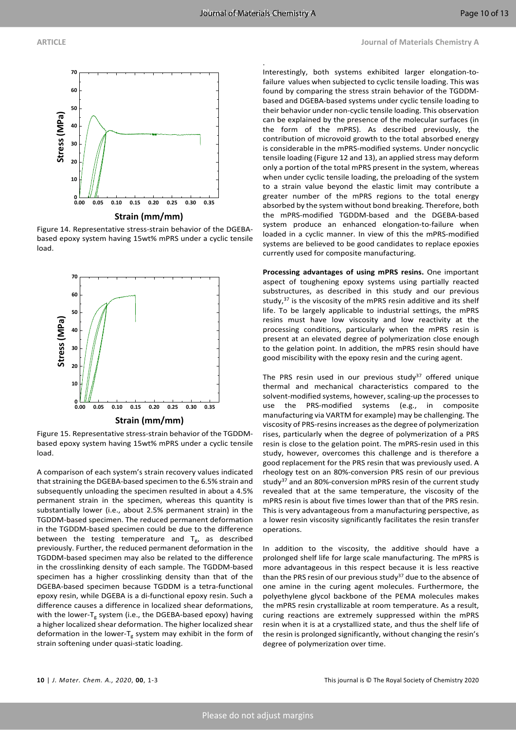Figure 14. Representative stress-strain behavior of the DGEBA-based epoxy system having 15wt% mPRS under a cyclic tensile load.

Figure 15. Representative stress-strain behavior of the TGDDM-based epoxy system having 15wt% mPRS under a cyclic tensile load.

A comparison of each system's strain recovery values indicated that straining the DGEBA-based specimen to the 6.5% strain and subsequently unloading the specimen resulted in about a 4.5% permanent strain in the specimen, whereas this quantity is substantially lower (i.e., about 2.5% permanent strain) in the TGDDM-based specimen. The reduced permanent deformation in the TGDDM-based specimen could be due to the difference between the testing temperature and $T_g$, as described previously. Further, the reduced permanent deformation in the TGDDM-based specimen may also be related to the difference in the crosslinking density of each sample. The TGDDM-based specimen has a higher crosslinking density than that of the DGEBA-based specimen because TGDDM is a tetra-functional epoxy resin, while DGEBA is a di-functional epoxy resin. Such a difference causes a difference in localized shear deformations, with the lower-$T_g$ system (i.e., the DGEBA-based epoxy) having a higher localized shear deformation. The higher localized shear deformation in the lower-$T_g$ system may exhibit in the form of strain softening under quasi-static loading.

Interestingly, both systems exhibited larger elongation-to-failure values when subjected to cyclic tensile loading. This was found by comparing the stress strain behavior of the TGDDM-based and DGEBA-based systems under cyclic tensile loading to their behavior under non-cyclic tensile loading. This observation can be explained by the presence of the molecular surfaces (in the form of the mPRS). As described previously, the contribution of microvoid growth to the total absorbed energy is considerable in the mPRS-modified systems. Under noncyclic tensile loading (Figure 12 and 13), an applied stress may deform only a portion of the total mPRS present in the system, whereas when under cyclic tensile loading, the preloading of the system to a strain value beyond the elastic limit may contribute a greater number of the mPRS regions to the total energy absorbed by the system without bond breaking. Therefore, both the mPRS-modified TGDDM-based and the DGEBA-based system produce an enhanced elongation-to-failure when loaded in a cyclic manner. In view of this the mPRS-modified systems are believed to be good candidates to replace epoxies currently used for composite manufacturing.

**Processing advantages of using mPRS resins.** One important aspect of toughening epoxy systems using partially reacted substructures, as described in this study and our previous study,[37] is the viscosity of the mPRS resin additive and its shelf life. To be largely applicable to industrial settings, the mPRS resins must have low viscosity and low reactivity at the processing conditions, particularly when the mPRS resin is present at an elevated degree of polymerization close enough to the gelation point. In addition, the mPRS resin should have good miscibility with the epoxy resin and the curing agent.

The PRS resin used in our previous study[37] offered unique thermal and mechanical characteristics compared to the solvent-modified systems, however, scaling-up the processes to use the PRS-modified systems (e.g., in composite manufacturing via VARTM for example) may be challenging. The viscosity of PRS-resins increases as the degree of polymerization rises, particularly when the degree of polymerization of a PRS resin is close to the gelation point. The mPRS-resin used in this study, however, overcomes this challenge and is therefore a good replacement for the PRS resin that was previously used. A rheology test on an 80%-conversion PRS resin of our previous study[37] and an 80%-conversion mPRS resin of the current study revealed that at the same temperature, the viscosity of the mPRS resin is about five times lower than that of the PRS resin. This is very advantageous from a manufacturing perspective, as a lower resin viscosity significantly facilitates the resin transfer operations.

In addition to the viscosity, the additive should have a prolonged shelf life for large scale manufacturing. The mPRS is more advantageous in this respect because it is less reactive than the PRS resin of our previous study[37] due to the absence of one amine in the curing agent molecules. Furthermore, the polyethylene glycol backbone of the PEMA molecules makes the mPRS resin crystallizable at room temperature. As a result, curing reactions are extremely suppressed within the mPRS resin when it is at a crystallized state, and thus the shelf life of the resin is prolonged significantly, without changing the resin's degree of polymerization over time.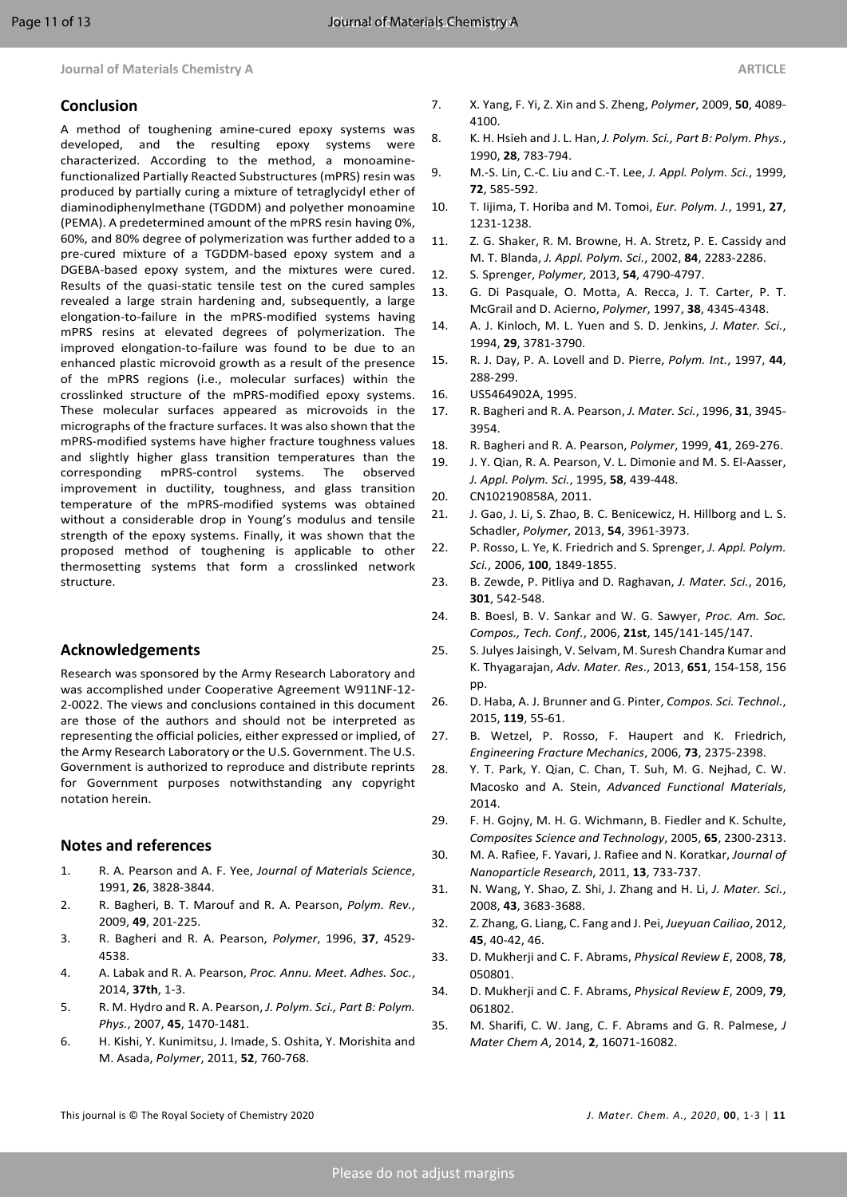## Conclusion

A method of toughening amine-cured epoxy systems was developed, and the resulting epoxy systems were characterized. According to the method, a monoamine-functionalized Partially Reacted Substructures (mPRS) resin was produced by partially curing a mixture of tetraglycidyl ether of diaminodiphenylmethane (TGDDM) and polyether monoamine (PEMA). A predetermined amount of the mPRS resin having 0%, 60%, and 80% degree of polymerization was further added to a pre-cured mixture of a TGDDM-based epoxy system and a DGEBA-based epoxy system, and the mixtures were cured. Results of the quasi-static tensile test on the cured samples revealed a large strain hardening and, subsequently, a large elongation-to-failure in the mPRS-modified systems having mPRS resins at elevated degrees of polymerization. The improved elongation-to-failure was found to be due to an enhanced plastic microvoid growth as a result of the presence of the mPRS regions (i.e., molecular surfaces) within the crosslinked structure of the mPRS-modified epoxy systems. These molecular surfaces appeared as microvoids in the micrographs of the fracture surfaces. It was also shown that the mPRS-modified systems have higher fracture toughness values and slightly higher glass transition temperatures than the corresponding mPRS-control systems. The observed improvement in ductility, toughness, and glass transition temperature of the mPRS-modified systems was obtained without a considerable drop in Young's modulus and tensile strength of the epoxy systems. Finally, it was shown that the proposed method of toughening is applicable to other thermosetting systems that form a crosslinked network structure.

## Acknowledgements

Research was sponsored by the Army Research Laboratory and was accomplished under Cooperative Agreement W911NF-12-2-0022. The views and conclusions contained in this document are those of the authors and should not be interpreted as representing the official policies, either expressed or implied, of the Army Research Laboratory or the U.S. Government. The U.S. Government is authorized to reproduce and distribute reprints for Government purposes notwithstanding any copyright notation herein.

## Notes and references

1. R. A. Pearson and A. F. Yee, *Journal of Materials Science*, 1991, **26**, 3828-3844.
2. R. Bagheri, B. T. Marouf and R. A. Pearson, *Polym. Rev.*, 2009, **49**, 201-225.
3. R. Bagheri and R. A. Pearson, *Polymer*, 1996, **37**, 4529-4538.
4. A. Labak and R. A. Pearson, *Proc. Annu. Meet. Adhes. Soc.*, 2014, **37th**, 1-3.
5. R. M. Hydro and R. A. Pearson, *J. Polym. Sci., Part B: Polym. Phys.*, 2007, **45**, 1470-1481.
6. H. Kishi, Y. Kunimitsu, J. Imade, S. Oshita, Y. Morishita and M. Asada, *Polymer*, 2011, **52**, 760-768.
7. X. Yang, F. Yi, Z. Xin and S. Zheng, *Polymer*, 2009, **50**, 4089-4100.
8. K. H. Hsieh and J. L. Han, *J. Polym. Sci., Part B: Polym. Phys.*, 1990, **28**, 783-794.
9. M.-S. Lin, C.-C. Liu and C.-T. Lee, *J. Appl. Polym. Sci.*, 1999, **72**, 585-592.
10. T. Iijima, T. Horiba and M. Tomoi, *Eur. Polym. J.*, 1991, **27**, 1231-1238.
11. Z. G. Shaker, R. M. Browne, H. A. Stretz, P. E. Cassidy and M. T. Blanda, *J. Appl. Polym. Sci.*, 2002, **84**, 2283-2286.
12. S. Sprenger, *Polymer*, 2013, **54**, 4790-4797.
13. G. Di Pasquale, O. Motta, A. Recca, J. T. Carter, P. T. McGrail and D. Acierno, *Polymer*, 1997, **38**, 4345-4348.
14. A. J. Kinloch, M. L. Yuen and S. D. Jenkins, *J. Mater. Sci.*, 1994, **29**, 3781-3790.
15. R. J. Day, P. A. Lovell and D. Pierre, *Polym. Int.*, 1997, **44**, 288-299.
16. US5464902A, 1995.
17. R. Bagheri and R. A. Pearson, *J. Mater. Sci.*, 1996, **31**, 3945-3954.
18. R. Bagheri and R. A. Pearson, *Polymer*, 1999, **41**, 269-276.
19. J. Y. Qian, R. A. Pearson, V. L. Dimonie and M. S. El-Aasser, *J. Appl. Polym. Sci.*, 1995, **58**, 439-448.
20. CN102190858A, 2011.
21. J. Gao, J. Li, S. Zhao, B. C. Benicewicz, H. Hillborg and L. S. Schadler, *Polymer*, 2013, **54**, 3961-3973.
22. P. Rosso, L. Ye, K. Friedrich and S. Sprenger, *J. Appl. Polym. Sci.*, 2006, **100**, 1849-1855.
23. B. Zewde, P. Pitliya and D. Raghavan, *J. Mater. Sci.*, 2016, **301**, 542-548.
24. B. Boesl, B. V. Sankar and W. G. Sawyer, *Proc. Am. Soc. Compos., Tech. Conf.*, 2006, **21st**, 145/141-145/147.
25. S. Julyes Jaisingh, V. Selvam, M. Suresh Chandra Kumar and K. Thyagarajan, *Adv. Mater. Res.*, 2013, **651**, 154-158, 156 pp.
26. D. Haba, A. J. Brunner and G. Pinter, *Compos. Sci. Technol.*, 2015, **119**, 55-61.
27. B. Wetzel, P. Rosso, F. Haupert and K. Friedrich, *Engineering Fracture Mechanics*, 2006, **73**, 2375-2398.
28. Y. T. Park, Y. Qian, C. Chan, T. Suh, M. G. Nejhad, C. W. Macosko and A. Stein, *Advanced Functional Materials*, 2014.
29. F. H. Gojny, M. H. G. Wichmann, B. Fiedler and K. Schulte, *Composites Science and Technology*, 2005, **65**, 2300-2313.
30. M. A. Rafiee, F. Yavari, J. Rafiee and N. Koratkar, *Journal of Nanoparticle Research*, 2011, **13**, 733-737.
31. N. Wang, Y. Shao, Z. Shi, J. Zhang and H. Li, *J. Mater. Sci.*, 2008, **43**, 3683-3688.
32. Z. Zhang, G. Liang, C. Fang and J. Pei, *Jueyuan Cailiao*, 2012, **45**, 40-42, 46.
33. D. Mukherji and C. F. Abrams, *Physical Review E*, 2008, **78**, 050801.
34. D. Mukherji and C. F. Abrams, *Physical Review E*, 2009, **79**, 061802.
35. M. Sharifi, C. W. Jang, C. F. Abrams and G. R. Palmese, *J Mater Chem A*, 2014, **2**, 16071-16082.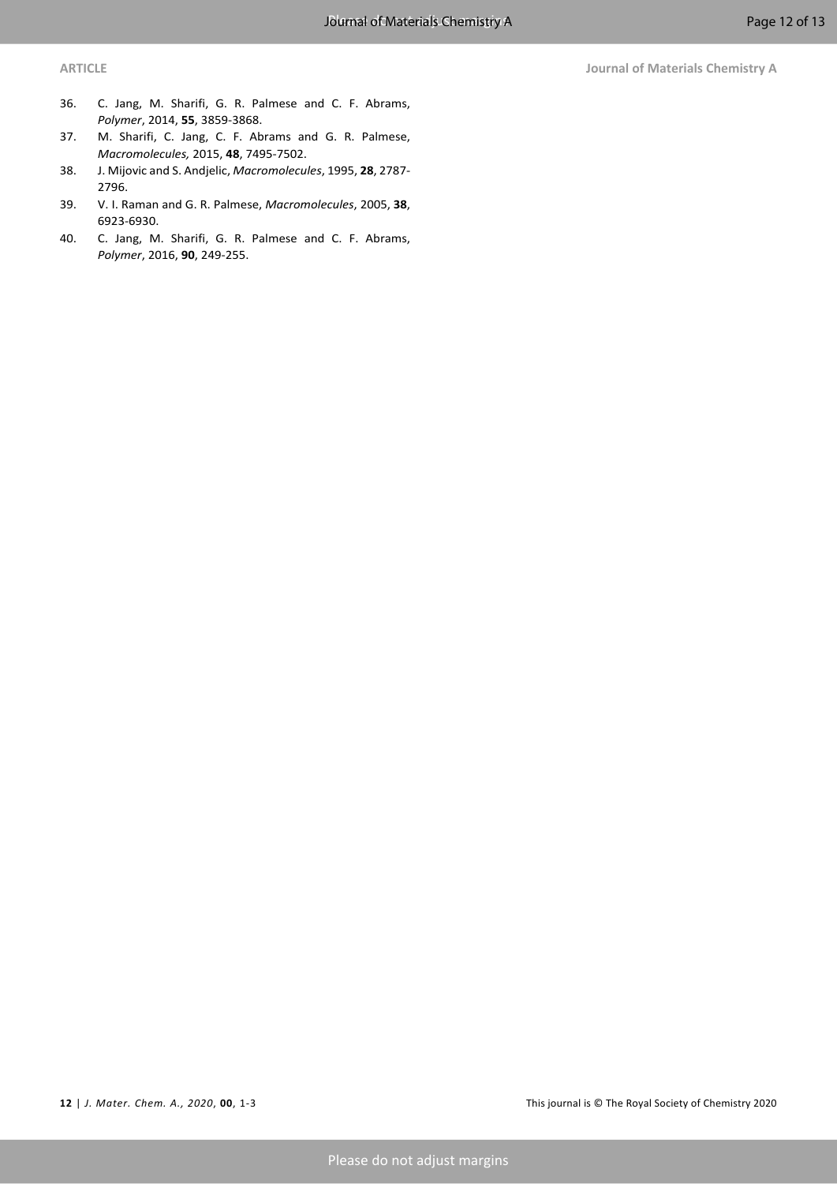36. C. Jang, M. Sharifi, G. R. Palmese and C. F. Abrams, *Polymer*, 2014, **55**, 3859-3868.
37. M. Sharifi, C. Jang, C. F. Abrams and G. R. Palmese, *Macromolecules,* 2015, **48**, 7495-7502.
38. J. Mijovic and S. Andjelic, *Macromolecules*, 1995, **28**, 2787-2796.
39. V. I. Raman and G. R. Palmese, *Macromolecules*, 2005, **38**, 6923-6930.
40. C. Jang, M. Sharifi, G. R. Palmese and C. F. Abrams, *Polymer*, 2016, **90**, 249-255.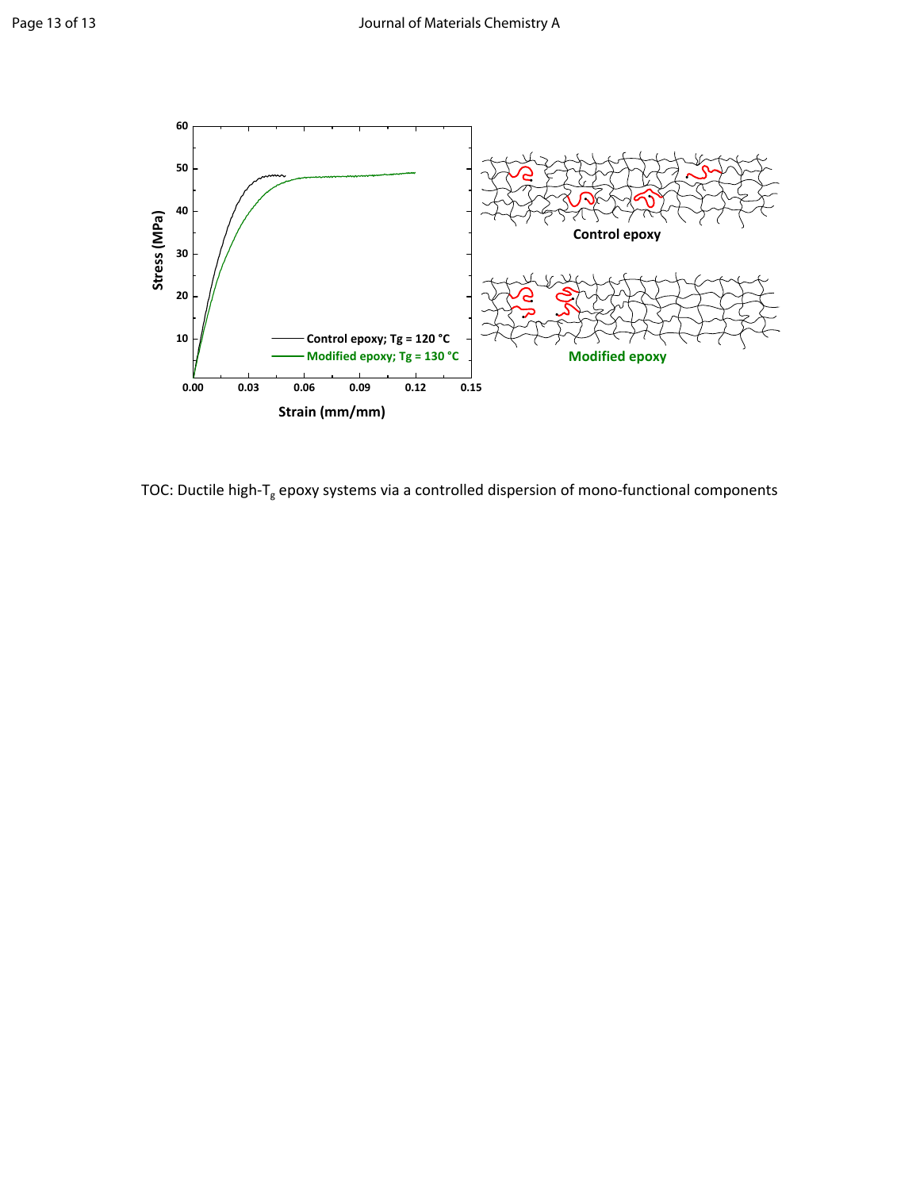60
50
40
30
20
10
Stress (MPa)
0.00
0.03
0.06
0.09
0.12
0.15
Strain (mm/mm)
Control epoxy; Tg = 120 °C
Modified epoxy; Tg = 130 °C
Control epoxy
Modified epoxy

TOC: Ductile high-$T_g$ epoxy systems via a controlled dispersion of mono-functional components